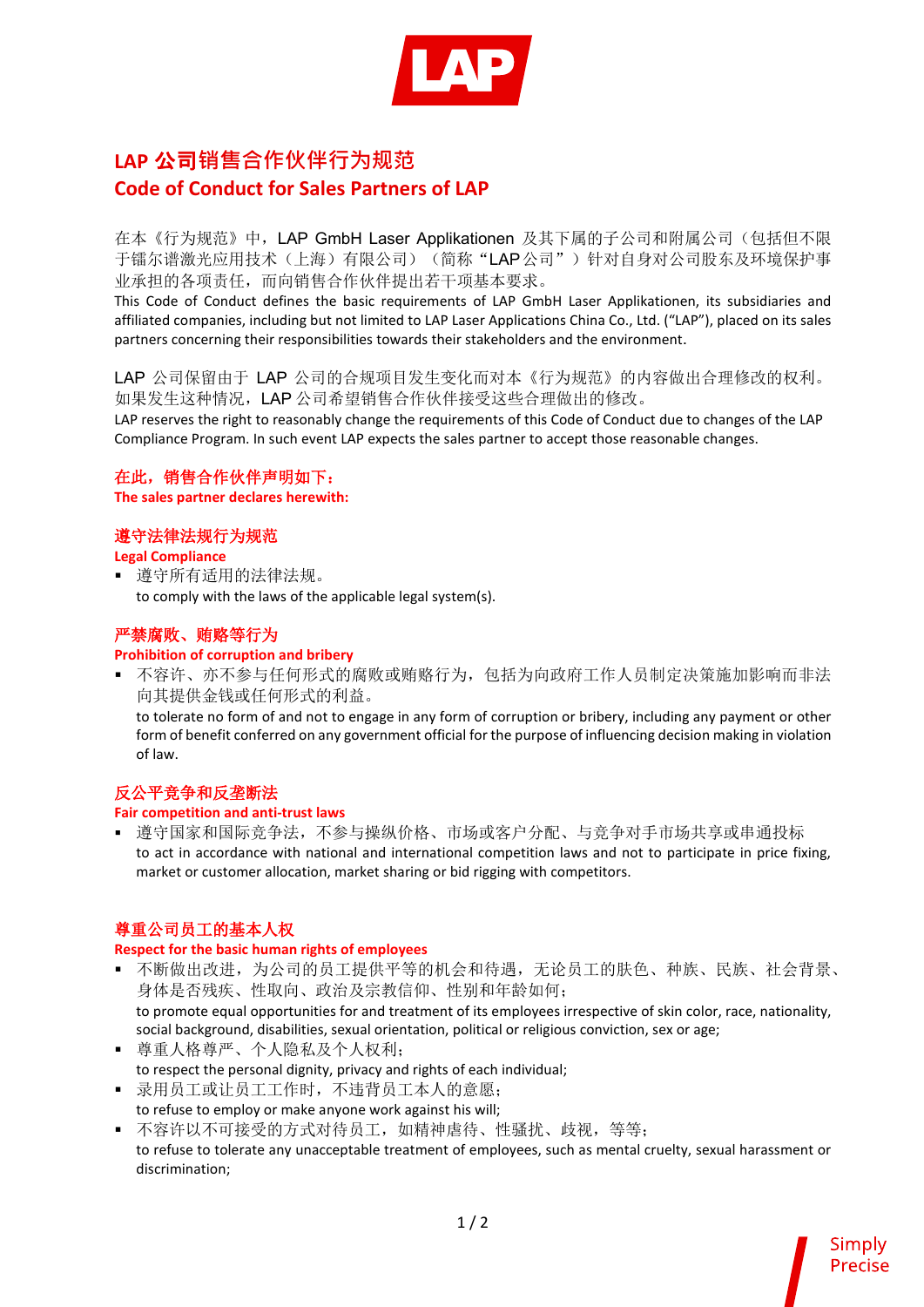# LAP 公司销售合作伙伴行为规范
# Code of Conduct for Sales Partners of LAP

在本《行为规范》中，LAP GmbH Laser Applikationen 及其下属的子公司和附属公司（包括但不限于镭尔谱激光应用技术（上海）有限公司）（简称“LAP 公司”）针对自身对公司股东及环境保护手事业承担的各项责任，而向销售合作伙伴提出若干项基本要求。
This Code of Conduct defines the basic requirements of LAP GmbH Laser Applikationen, its subsidiaries and affiliated companies, including but not limited to LAP Laser Applications China Co., Ltd. ("LAP"), placed on its sales partners concerning their responsibilities towards their stakeholders and the environment.

LAP 公司保留由于 LAP 公司的合规项目发生变化而对本《行为规范》的内容做出合理修改的权利。如果发生这种情况，LAP 公司希望销售合作伙伴接受这些合理做出的修改。
LAP reserves the right to reasonably change the requirements of this Code of Conduct due to changes of the LAP Compliance Program. In such event LAP expects the sales partner to accept those reasonable changes.

**在此，销售合作伙伴声明如下：**
**The sales partner declares herewith:**

### 遵守法律法规行为规范
### Legal Compliance

- 遵守所有适用的法律法规。
  to comply with the laws of the applicable legal system(s).

### 严禁腐败、贿赂等行为
### Prohibition of corruption and bribery

- 不容许、亦不参与任何形式的腐败或贿赂行为，包括为向政府工作人员制定决策施加影响而非法向其提供金钱或任何形式的利益。
  to tolerate no form of and not to engage in any form of corruption or bribery, including any payment or other form of benefit conferred on any government official for the purpose of influencing decision making in violation of law.

### 反公平竞争和反垄断法
### Fair competition and anti-trust laws

- 遵守国家和国际竞争法，不参与操纵价格、市场或客户分配、与竞争对手市场共享或串通投标
  to act in accordance with national and international competition laws and not to participate in price fixing, market or customer allocation, market sharing or bid rigging with competitors.

### 尊重公司员工的基本人权
### Respect for the basic human rights of employees

- 不断做出改进，为公司的员工提供平等的机会和待遇，无论员工的肤色、种族、民族、社会背景、身体是否残疾、性取向、政治及宗教信仰、性别和年龄如何；
  to promote equal opportunities for and treatment of its employees irrespective of skin color, race, nationality, social background, disabilities, sexual orientation, political or religious conviction, sex or age;
- 尊重人格尊严、个人隐私及个人权利；
  to respect the personal dignity, privacy and rights of each individual;
- 录用员工或让员工工作时，不违背员工本人的意愿；
  to refuse to employ or make anyone work against his will;
- 不容许以不可接受的方式对待员工，如精神虐待、性骚扰、歧视，等等；
  to refuse to tolerate any unacceptable treatment of employees, such as mental cruelty, sexual harassment or discrimination;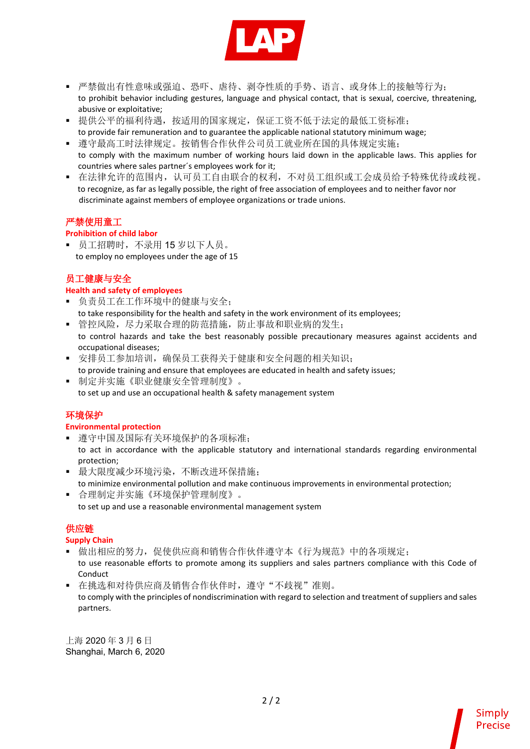- 严禁做出有性意味或强迫、恐吓、虐待、剥夺性质的手势、语言、或身体上的接触等行为；
  to prohibit behavior including gestures, language and physical contact, that is sexual, coercive, threatening, abusive or exploitative;
- 提供公平的福利待遇，按适用的国家规定，保证工资不低于法定的最低工资标准；
  to provide fair remuneration and to guarantee the applicable national statutory minimum wage;
- 遵守最高工时法律规定。按销售合作伙伴公司员工就业所在国的具体规定实施；
  to comply with the maximum number of working hours laid down in the applicable laws. This applies for countries where sales partner´s employees work for it;
- 在法律允许的范围内，认可员工自由联合的权利，不对员工组织或工会成员给予特殊优待或歧视。
  to recognize, as far as legally possible, the right of free association of employees and to neither favor nor discriminate against members of employee organizations or trade unions.

## 严禁使用童工
## Prohibition of child labor

- 员工招聘时，不录用 15 岁以下人员。
  to employ no employees under the age of 15

## 员工健康与安全
## Health and safety of employees

- 负责员工在工作环境中的健康与安全；
  to take responsibility for the health and safety in the work environment of its employees;
- 管控风险，尽力采取合理的防范措施，防止事故和职业病的发生；
  to control hazards and take the best reasonably possible precautionary measures against accidents and occupational diseases;
- 安排员工参加培训，确保员工获得关于健康和安全问题的相关知识；
  to provide training and ensure that employees are educated in health and safety issues;
- 制定并实施《职业健康安全管理制度》。
  to set up and use an occupational health & safety management system

## 环境保护
## Environmental protection

- 遵守中国及国际有关环境保护的各项标准；
  to act in accordance with the applicable statutory and international standards regarding environmental protection;
- 最大限度减少环境污染，不断改进环保措施；
  to minimize environmental pollution and make continuous improvements in environmental protection;
- 合理制定并实施《环境保护管理制度》。
  to set up and use a reasonable environmental management system

## 供应链
## Supply Chain

- 做出相应的努力，促使供应商和销售合作伙伴遵守本《行为规范》中的各项规定；
  to use reasonable efforts to promote among its suppliers and sales partners compliance with this Code of Conduct
- 在挑选和对待供应商及销售合作伙伴时，遵守“不歧视”准则。
  to comply with the principles of nondiscrimination with regard to selection and treatment of suppliers and sales partners.

上海 2020 年 3 月 6 日
Shanghai, March 6, 2020